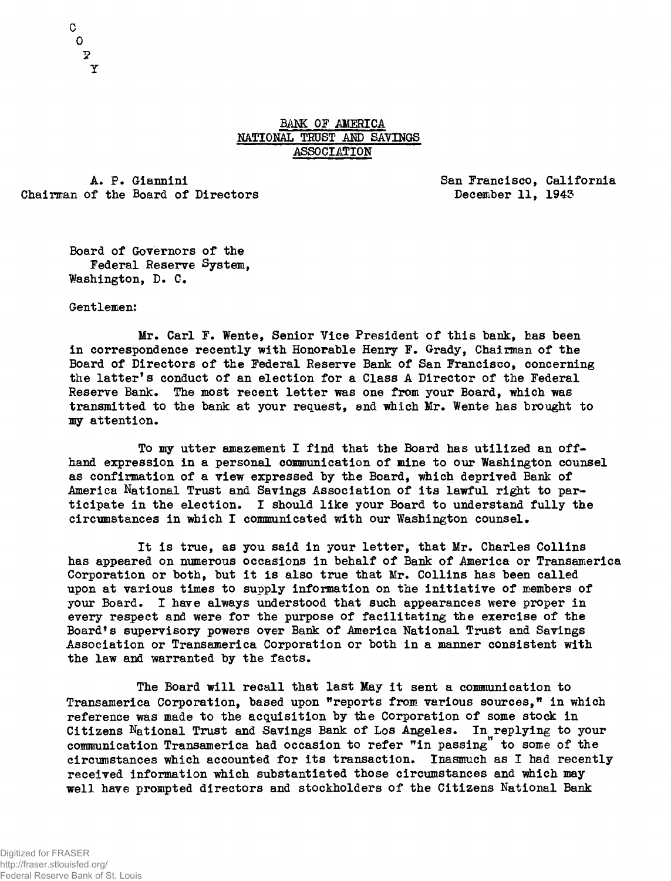C
O
P
Y

BANK OF AMERICA
NATIONAL TRUST AND SAVINGS
ASSOCIATION

A. P. Giannini
Chairman of the Board of Directors

San Francisco, California
December 11, 1943

Board of Governors of the
Federal Reserve System,
Washington, D. C.

Gentlemen:

Mr. Carl F. Wente, Senior Vice President of this bank, has been in correspondence recently with Honorable Henry F. Grady, Chairman of the Board of Directors of the Federal Reserve Bank of San Francisco, concerning the latter's conduct of an election for a Class A Director of the Federal Reserve Bank. The most recent letter was one from your Board, which was transmitted to the bank at your request, and which Mr. Wente has brought to my attention.

To my utter amazement I find that the Board has utilized an offhand expression in a personal communication of mine to our Washington counsel as confirmation of a view expressed by the Board, which deprived Bank of America National Trust and Savings Association of its lawful right to participate in the election. I should like your Board to understand fully the circumstances in which I communicated with our Washington counsel.

It is true, as you said in your letter, that Mr. Charles Collins has appeared on numerous occasions in behalf of Bank of America or Transamerica Corporation or both, but it is also true that Mr. Collins has been called upon at various times to supply information on the initiative of members of your Board. I have always understood that such appearances were proper in every respect and were for the purpose of facilitating the exercise of the Board's supervisory powers over Bank of America National Trust and Savings Association or Transamerica Corporation or both in a manner consistent with the law and warranted by the facts.

The Board will recall that last May it sent a communication to Transamerica Corporation, based upon "reports from various sources," in which reference was made to the acquisition by the Corporation of some stock in Citizens National Trust and Savings Bank of Los Angeles. In replying to your communication Transamerica had occasion to refer "in passing" to some of the circumstances which accounted for its transaction. Inasmuch as I had recently received information which substantiated those circumstances and which may well have prompted directors and stockholders of the Citizens National Bank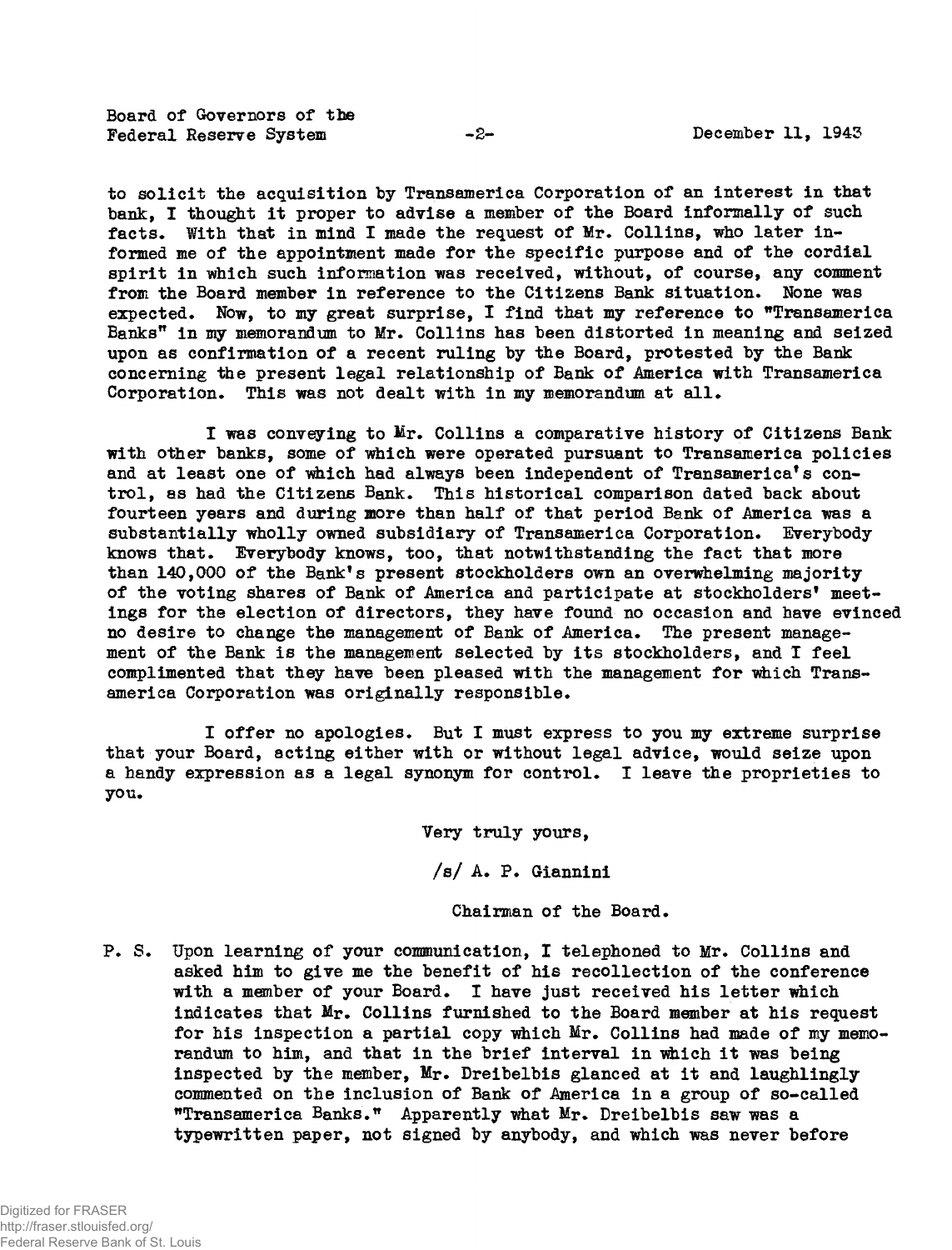to solicit the acquisition by Transamerica Corporation of an interest in that bank, I thought it proper to advise a member of the Board informally of such facts. With that in mind I made the request of Mr. Collins, who later informed me of the appointment made for the specific purpose and of the cordial spirit in which such information was received, without, of course, any comment from the Board member in reference to the Citizens Bank situation. None was expected. Now, to my great surprise, I find that my reference to "Transamerica Banks" in my memorandum to Mr. Collins has been distorted in meaning and seized upon as confirmation of a recent ruling by the Board, protested by the Bank concerning the present legal relationship of Bank of America with Transamerica Corporation. This was not dealt with in my memorandum at all.

I was conveying to Mr. Collins a comparative history of Citizens Bank with other banks, some of which were operated pursuant to Transamerica policies and at least one of which had always been independent of Transamerica's control, as had the Citizens Bank. This historical comparison dated back about fourteen years and during more than half of that period Bank of America was a substantially wholly owned subsidiary of Transamerica Corporation. Everybody knows that. Everybody knows, too, that notwithstanding the fact that more than 140,000 of the Bank's present stockholders own an overwhelming majority of the voting shares of Bank of America and participate at stockholders' meetings for the election of directors, they have found no occasion and have evinced no desire to change the management of Bank of America. The present management of the Bank is the management selected by its stockholders, and I feel complimented that they have been pleased with the management for which Transamerica Corporation was originally responsible.

I offer no apologies. But I must express to you my extreme surprise that your Board, acting either with or without legal advice, would seize upon a handy expression as a legal synonym for control. I leave the proprieties to you.

Very truly yours,

/s/ A. P. Giannini

Chairman of the Board.

P. S. Upon learning of your communication, I telephoned to Mr. Collins and asked him to give me the benefit of his recollection of the conference with a member of your Board. I have just received his letter which indicates that Mr. Collins furnished to the Board member at his request for his inspection a partial copy which Mr. Collins had made of my memorandum to him, and that in the brief interval in which it was being inspected by the member, Mr. Dreibelbis glanced at it and laughingly commented on the inclusion of Bank of America in a group of so-called "Transamerica Banks." Apparently what Mr. Dreibelbis saw was a typewritten paper, not signed by anybody, and which was never before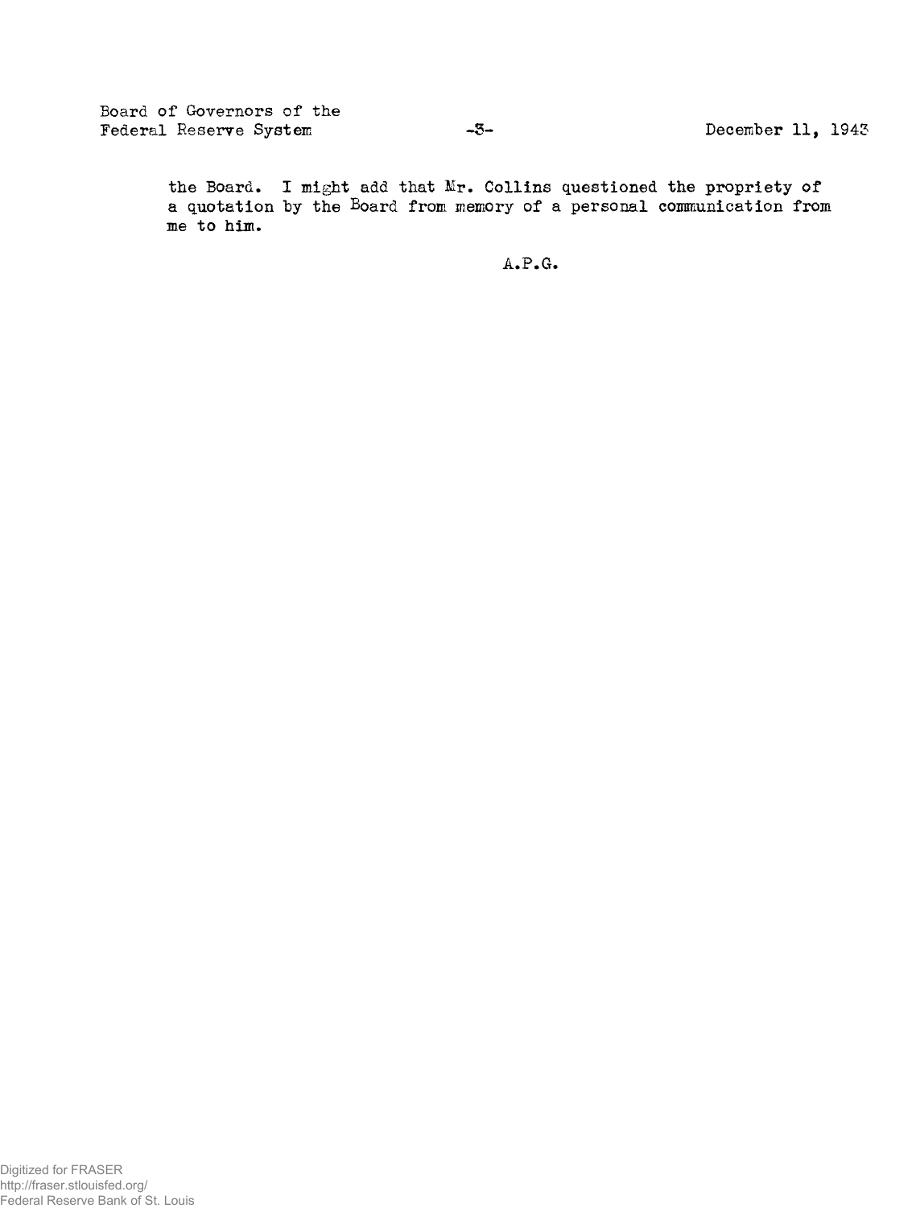the Board. I might add that Mr. Collins questioned the propriety of a quotation by the Board from memory of a personal communication from me to him.

A.P.G.